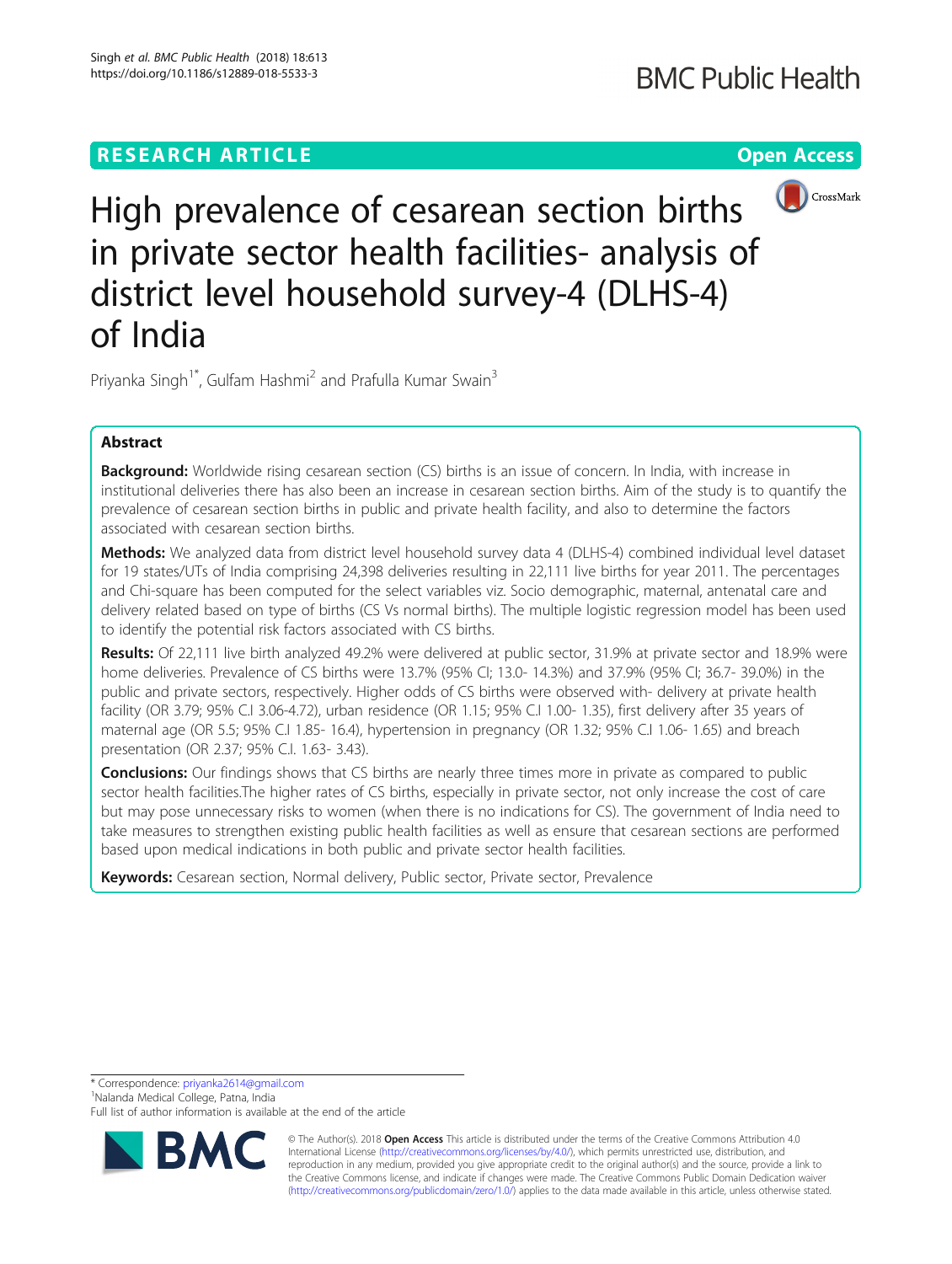RESEARCH ARTICLE

Open Access

# High prevalence of cesarean section births in private sector health facilities- analysis of district level household survey-4 (DLHS-4) of India

Priyanka Singh[1*], Gulfam Hashmi[2] and Prafulla Kumar Swain[3]

## Abstract

**Background:** Worldwide rising cesarean section (CS) births is an issue of concern. In India, with increase in institutional deliveries there has also been an increase in cesarean section births. Aim of the study is to quantify the prevalence of cesarean section births in public and private health facility, and also to determine the factors associated with cesarean section births.

**Methods:** We analyzed data from district level household survey data 4 (DLHS-4) combined individual level dataset for 19 states/UTs of India comprising 24,398 deliveries resulting in 22,111 live births for year 2011. The percentages and Chi-square has been computed for the select variables viz. Socio demographic, maternal, antenatal care and delivery related based on type of births (CS Vs normal births). The multiple logistic regression model has been used to identify the potential risk factors associated with CS births.

**Results:** Of 22,111 live birth analyzed 49.2% were delivered at public sector, 31.9% at private sector and 18.9% were home deliveries. Prevalence of CS births were 13.7% (95% CI; 13.0- 14.3%) and 37.9% (95% CI; 36.7- 39.0%) in the public and private sectors, respectively. Higher odds of CS births were observed with- delivery at private health facility (OR 3.79; 95% C.I 3.06-4.72), urban residence (OR 1.15; 95% C.I 1.00- 1.35), first delivery after 35 years of maternal age (OR 5.5; 95% C.I 1.85- 16.4), hypertension in pregnancy (OR 1.32; 95% C.I 1.06- 1.65) and breach presentation (OR 2.37; 95% C.I. 1.63- 3.43).

**Conclusions:** Our findings shows that CS births are nearly three times more in private as compared to public sector health facilities.The higher rates of CS births, especially in private sector, not only increase the cost of care but may pose unnecessary risks to women (when there is no indications for CS). The government of India need to take measures to strengthen existing public health facilities as well as ensure that cesarean sections are performed based upon medical indications in both public and private sector health facilities.

**Keywords:** Cesarean section, Normal delivery, Public sector, Private sector, Prevalence

* Correspondence: priyanka2614@gmail.com
[1]Nalanda Medical College, Patna, India
Full list of author information is available at the end of the article

© The Author(s). 2018 **Open Access** This article is distributed under the terms of the Creative Commons Attribution 4.0 International License (http://creativecommons.org/licenses/by/4.0/), which permits unrestricted use, distribution, and reproduction in any medium, provided you give appropriate credit to the original author(s) and the source, provide a link to the Creative Commons license, and indicate if changes were made. The Creative Commons Public Domain Dedication waiver (http://creativecommons.org/publicdomain/zero/1.0/) applies to the data made available in this article, unless otherwise stated.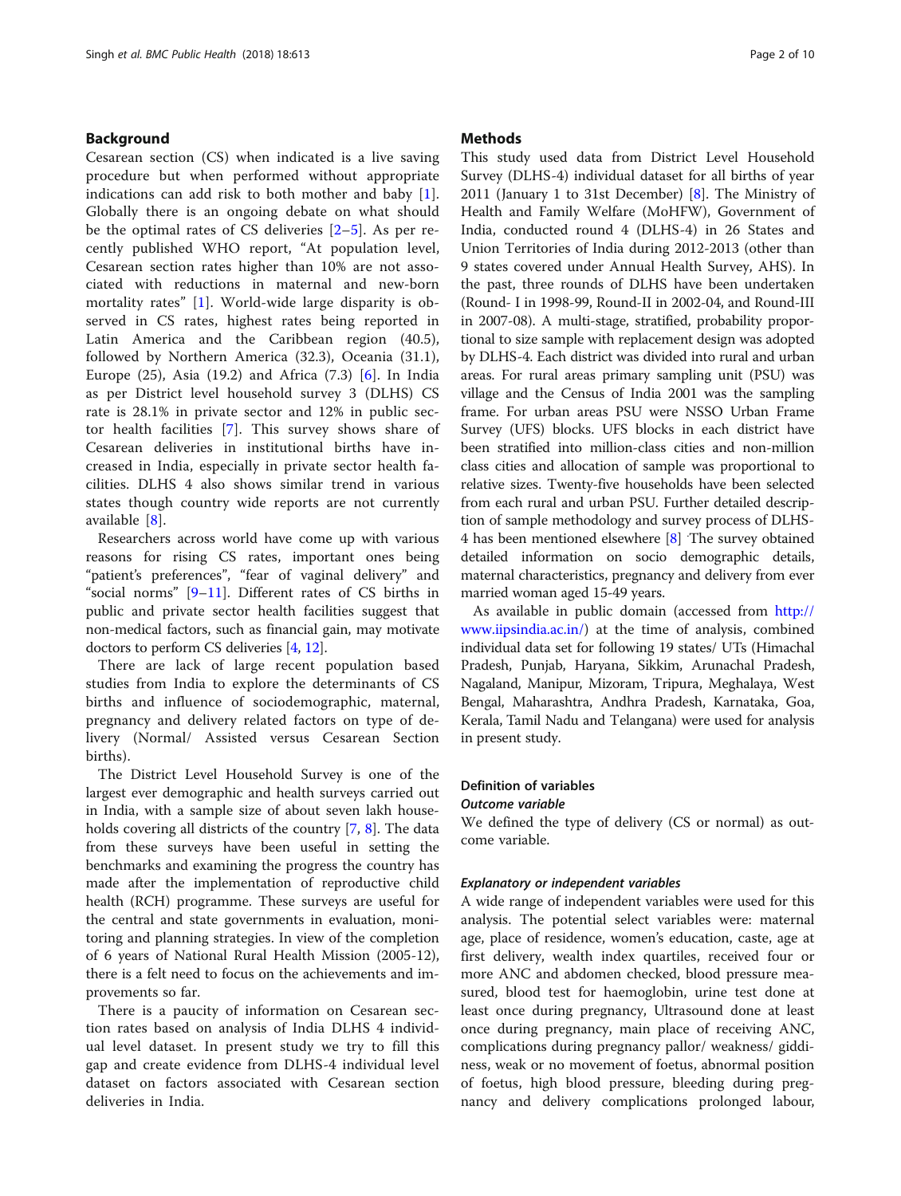## Background

Cesarean section (CS) when indicated is a live saving procedure but when performed without appropriate indications can add risk to both mother and baby [1]. Globally there is an ongoing debate on what should be the optimal rates of CS deliveries [2–5]. As per recently published WHO report, "At population level, Cesarean section rates higher than 10% are not associated with reductions in maternal and new-born mortality rates" [1]. World-wide large disparity is observed in CS rates, highest rates being reported in Latin America and the Caribbean region (40.5), followed by Northern America (32.3), Oceania (31.1), Europe (25), Asia (19.2) and Africa (7.3) [6]. In India as per District level household survey 3 (DLHS) CS rate is 28.1% in private sector and 12% in public sector health facilities [7]. This survey shows share of Cesarean deliveries in institutional births have increased in India, especially in private sector health facilities. DLHS 4 also shows similar trend in various states though country wide reports are not currently available [8].

Researchers across world have come up with various reasons for rising CS rates, important ones being "patient's preferences", "fear of vaginal delivery" and "social norms" [9–11]. Different rates of CS births in public and private sector health facilities suggest that non-medical factors, such as financial gain, may motivate doctors to perform CS deliveries [4, 12].

There are lack of large recent population based studies from India to explore the determinants of CS births and influence of sociodemographic, maternal, pregnancy and delivery related factors on type of delivery (Normal/ Assisted versus Cesarean Section births).

The District Level Household Survey is one of the largest ever demographic and health surveys carried out in India, with a sample size of about seven lakh households covering all districts of the country [7, 8]. The data from these surveys have been useful in setting the benchmarks and examining the progress the country has made after the implementation of reproductive child health (RCH) programme. These surveys are useful for the central and state governments in evaluation, monitoring and planning strategies. In view of the completion of 6 years of National Rural Health Mission (2005-12), there is a felt need to focus on the achievements and improvements so far.

There is a paucity of information on Cesarean section rates based on analysis of India DLHS 4 individual level dataset. In present study we try to fill this gap and create evidence from DLHS-4 individual level dataset on factors associated with Cesarean section deliveries in India.

## Methods

This study used data from District Level Household Survey (DLHS-4) individual dataset for all births of year 2011 (January 1 to 31st December) [8]. The Ministry of Health and Family Welfare (MoHFW), Government of India, conducted round 4 (DLHS-4) in 26 States and Union Territories of India during 2012-2013 (other than 9 states covered under Annual Health Survey, AHS). In the past, three rounds of DLHS have been undertaken (Round- I in 1998-99, Round-II in 2002-04, and Round-III in 2007-08). A multi-stage, stratified, probability proportional to size sample with replacement design was adopted by DLHS-4. Each district was divided into rural and urban areas. For rural areas primary sampling unit (PSU) was village and the Census of India 2001 was the sampling frame. For urban areas PSU were NSSO Urban Frame Survey (UFS) blocks. UFS blocks in each district have been stratified into million-class cities and non-million class cities and allocation of sample was proportional to relative sizes. Twenty-five households have been selected from each rural and urban PSU. Further detailed description of sample methodology and survey process of DLHS-4 has been mentioned elsewhere [8] The survey obtained detailed information on socio demographic details, maternal characteristics, pregnancy and delivery from ever married woman aged 15-49 years.

As available in public domain (accessed from http://www.iipsindia.ac.in/) at the time of analysis, combined individual data set for following 19 states/ UTs (Himachal Pradesh, Punjab, Haryana, Sikkim, Arunachal Pradesh, Nagaland, Manipur, Mizoram, Tripura, Meghalaya, West Bengal, Maharashtra, Andhra Pradesh, Karnataka, Goa, Kerala, Tamil Nadu and Telangana) were used for analysis in present study.

### Definition of variables

#### *Outcome variable*

We defined the type of delivery (CS or normal) as outcome variable.

#### *Explanatory or independent variables*

A wide range of independent variables were used for this analysis. The potential select variables were: maternal age, place of residence, women's education, caste, age at first delivery, wealth index quartiles, received four or more ANC and abdomen checked, blood pressure measured, blood test for haemoglobin, urine test done at least once during pregnancy, Ultrasound done at least once during pregnancy, main place of receiving ANC, complications during pregnancy pallor/ weakness/ giddiness, weak or no movement of foetus, abnormal position of foetus, high blood pressure, bleeding during pregnancy and delivery complications prolonged labour,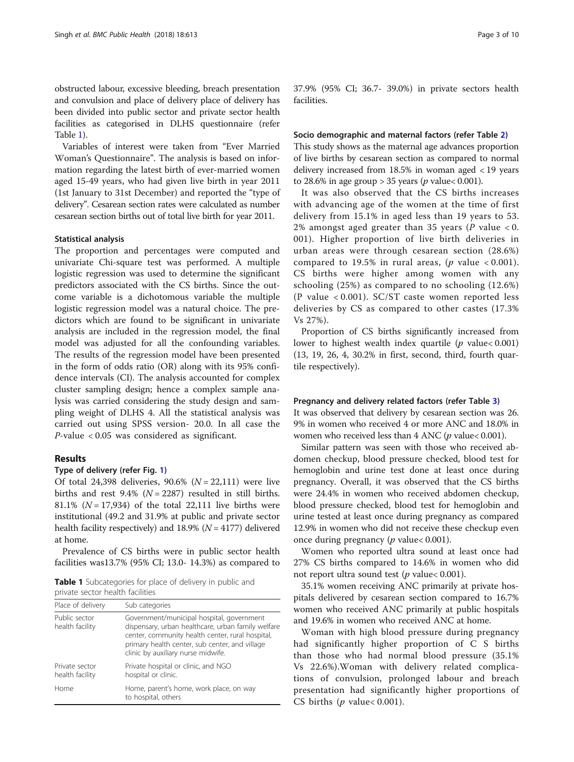obstructed labour, excessive bleeding, breach presentation and convulsion and place of delivery place of delivery has been divided into public sector and private sector health facilities as categorised in DLHS questionnaire (refer Table 1).

Variables of interest were taken from "Ever Married Woman's Questionnaire". The analysis is based on information regarding the latest birth of ever-married women aged 15-49 years, who had given live birth in year 2011 (1st January to 31st December) and reported the "type of delivery". Cesarean section rates were calculated as number cesarean section births out of total live birth for year 2011.

### Statistical analysis

The proportion and percentages were computed and univariate Chi-square test was performed. A multiple logistic regression was used to determine the significant predictors associated with the CS births. Since the outcome variable is a dichotomous variable the multiple logistic regression model was a natural choice. The predictors which are found to be significant in univariate analysis are included in the regression model, the final model was adjusted for all the confounding variables. The results of the regression model have been presented in the form of odds ratio (OR) along with its 95% confidence intervals (CI). The analysis accounted for complex cluster sampling design; hence a complex sample analysis was carried considering the study design and sampling weight of DLHS 4. All the statistical analysis was carried out using SPSS version- 20.0. In all case the *P*-value < 0.05 was considered as significant.

## Results

### Type of delivery (refer Fig. 1)

Of total 24,398 deliveries, 90.6% ($N = 22,111$) were live births and rest 9.4% ($N = 2287$) resulted in still births. 81.1% ($N = 17,934$) of the total 22,111 live births were institutional (49.2 and 31.9% at public and private sector health facility respectively) and 18.9% ($N = 4177$) delivered at home.

Prevalence of CS births were in public sector health facilities was13.7% (95% CI; 13.0- 14.3%) as compared to 37.9% (95% CI; 36.7- 39.0%) in private sectors health facilities.

**Table 1** Subcategories for place of delivery in public and private sector health facilities

| Place of delivery | Sub categories |
|---|---|
| Public sector health facility | Government/municipal hospital, government dispensary, urban healthcare, urban family welfare center, community health center, rural hospital, primary health center, sub center, and village clinic by auxiliary nurse midwife. |
| Private sector health facility | Private hospital or clinic, and NGO hospital or clinic. |
| Home | Home, parent's home, work place, on way to hospital, others |

### Socio demographic and maternal factors (refer Table 2)

This study shows as the maternal age advances proportion of live births by cesarean section as compared to normal delivery increased from 18.5% in woman aged < 19 years to 28.6% in age group > 35 years (*p* value< 0.001).

It was also observed that the CS births increases with advancing age of the women at the time of first delivery from 15.1% in aged less than 19 years to 53. 2% amongst aged greater than 35 years (*P* value < 0. 001). Higher proportion of live birth deliveries in urban areas were through cesarean section (28.6%) compared to 19.5% in rural areas, (*p* value < 0.001). CS births were higher among women with any schooling (25%) as compared to no schooling (12.6%) (P value < 0.001). SC/ST caste women reported less deliveries by CS as compared to other castes (17.3% Vs 27%).

Proportion of CS births significantly increased from lower to highest wealth index quartile (*p* value< 0.001) (13, 19, 26, 4, 30.2% in first, second, third, fourth quartile respectively).

### Pregnancy and delivery related factors (refer Table 3)

It was observed that delivery by cesarean section was 26. 9% in women who received 4 or more ANC and 18.0% in women who received less than 4 ANC (*p* value< 0.001).

Similar pattern was seen with those who received abdomen checkup, blood pressure checked, blood test for hemoglobin and urine test done at least once during pregnancy. Overall, it was observed that the CS births were 24.4% in women who received abdomen checkup, blood pressure checked, blood test for hemoglobin and urine tested at least once during pregnancy as compared 12.9% in women who did not receive these checkup even once during pregnancy (*p* value< 0.001).

Women who reported ultra sound at least once had 27% CS births compared to 14.6% in women who did not report ultra sound test (*p* value< 0.001).

35.1% women receiving ANC primarily at private hospitals delivered by cesarean section compared to 16.7% women who received ANC primarily at public hospitals and 19.6% in women who received ANC at home.

Woman with high blood pressure during pregnancy had significantly higher proportion of C S births than those who had normal blood pressure (35.1% Vs 22.6%).Woman with delivery related complications of convulsion, prolonged labour and breach presentation had significantly higher proportions of CS births (*p* value< 0.001).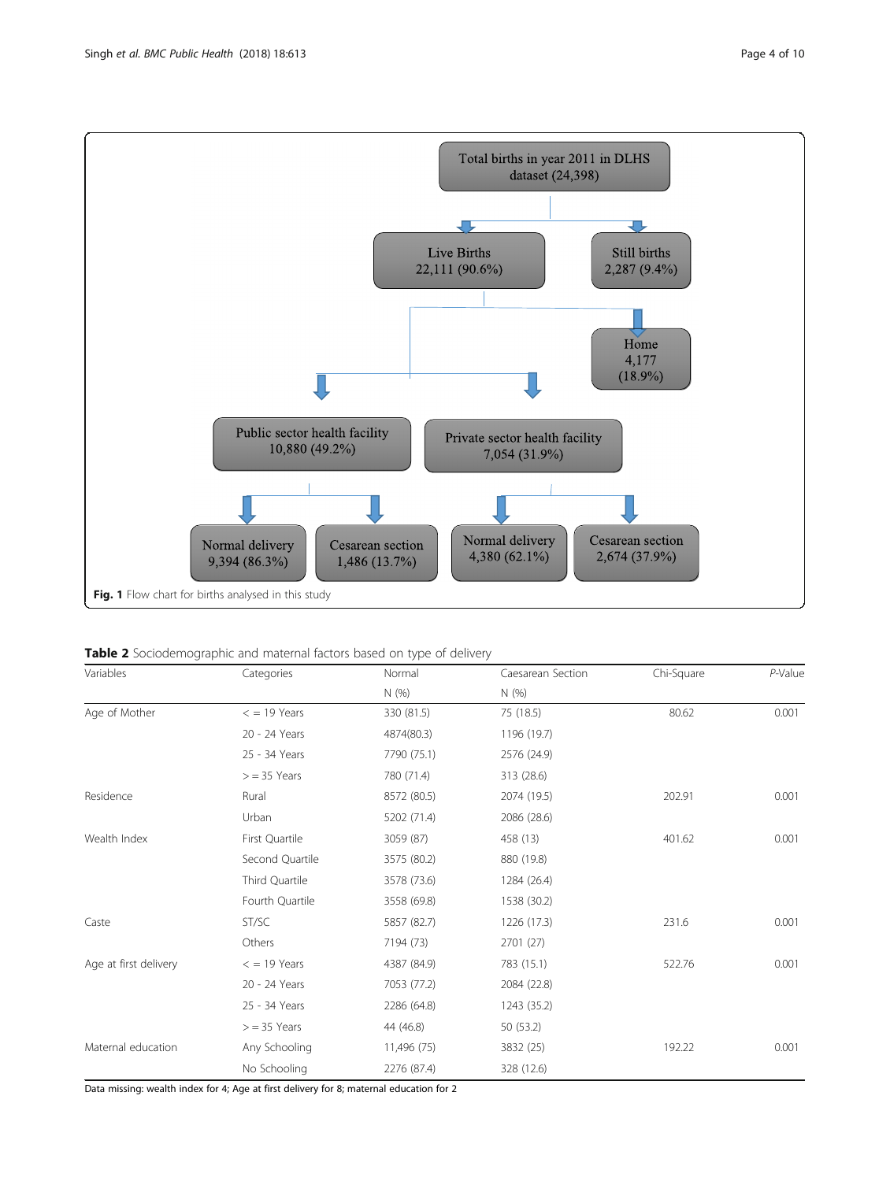Total births in year 2011 in DLHS dataset (24,398)

- Live Births 22,111 (90.6%)
  - Public sector health facility 10,880 (49.2%)
    - Normal delivery 9,394 (86.3%)
    - Cesarean section 1,486 (13.7%)
  - Private sector health facility 7,054 (31.9%)
    - Normal delivery 4,380 (62.1%)
    - Cesarean section 2,674 (37.9%)
  - Home 4,177 (18.9%)
- Still births 2,287 (9.4%)

**Fig. 1** Flow chart for births analysed in this study

**Table 2** Sociodemographic and maternal factors based on type of delivery

| Variables | Categories | Normal N (%) | Caesarean Section N (%) | Chi-Square | *P*-Value |
|---|---|---|---|---|---|
| Age of Mother | < = 19 Years | 330 (81.5) | 75 (18.5) | 80.62 | 0.001 |
| | 20 - 24 Years | 4874(80.3) | 1196 (19.7) | | |
| | 25 - 34 Years | 7790 (75.1) | 2576 (24.9) | | |
| | > = 35 Years | 780 (71.4) | 313 (28.6) | | |
| Residence | Rural | 8572 (80.5) | 2074 (19.5) | 202.91 | 0.001 |
| | Urban | 5202 (71.4) | 2086 (28.6) | | |
| Wealth Index | First Quartile | 3059 (87) | 458 (13) | 401.62 | 0.001 |
| | Second Quartile | 3575 (80.2) | 880 (19.8) | | |
| | Third Quartile | 3578 (73.6) | 1284 (26.4) | | |
| | Fourth Quartile | 3558 (69.8) | 1538 (30.2) | | |
| Caste | ST/SC | 5857 (82.7) | 1226 (17.3) | 231.6 | 0.001 |
| | Others | 7194 (73) | 2701 (27) | | |
| Age at first delivery | < = 19 Years | 4387 (84.9) | 783 (15.1) | 522.76 | 0.001 |
| | 20 - 24 Years | 7053 (77.2) | 2084 (22.8) | | |
| | 25 - 34 Years | 2286 (64.8) | 1243 (35.2) | | |
| | > = 35 Years | 44 (46.8) | 50 (53.2) | | |
| Maternal education | Any Schooling | 11,496 (75) | 3832 (25) | 192.22 | 0.001 |
| | No Schooling | 2276 (87.4) | 328 (12.6) | | |

Data missing: wealth index for 4; Age at first delivery for 8; maternal education for 2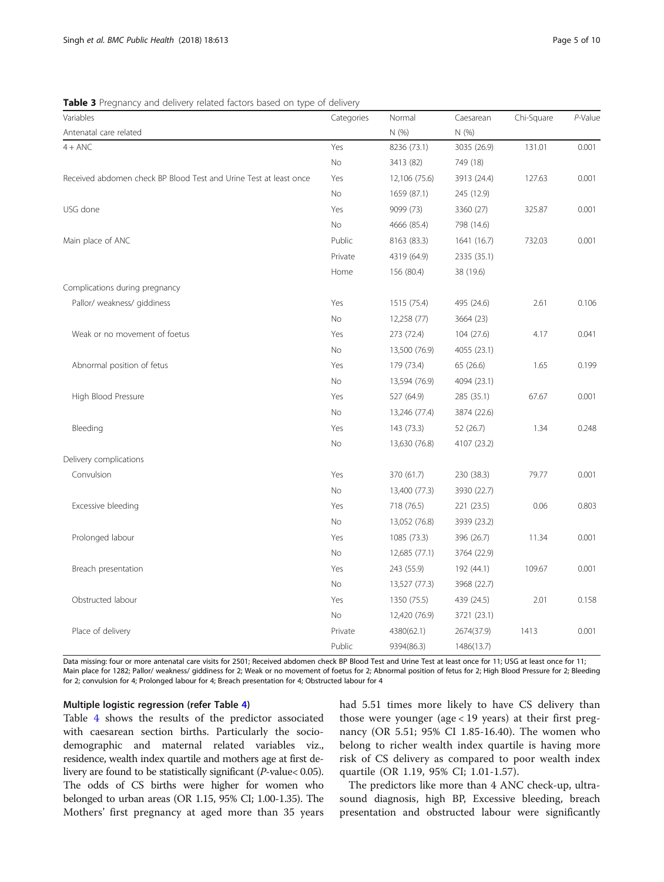**Table 3** Pregnancy and delivery related factors based on type of delivery

| Variables | Categories | Normal | Caesarean | Chi-Square | *P*-Value |
|---|---|---|---|---|---|
| Antenatal care related | | N (%) | N (%) | | |
| 4 + ANC | Yes | 8236 (73.1) | 3035 (26.9) | 131.01 | 0.001 |
| | No | 3413 (82) | 749 (18) | | |
| Received abdomen check BP Blood Test and Urine Test at least once | Yes | 12,106 (75.6) | 3913 (24.4) | 127.63 | 0.001 |
| | No | 1659 (87.1) | 245 (12.9) | | |
| USG done | Yes | 9099 (73) | 3360 (27) | 325.87 | 0.001 |
| | No | 4666 (85.4) | 798 (14.6) | | |
| Main place of ANC | Public | 8163 (83.3) | 1641 (16.7) | 732.03 | 0.001 |
| | Private | 4319 (64.9) | 2335 (35.1) | | |
| | Home | 156 (80.4) | 38 (19.6) | | |
| Complications during pregnancy | | | | | |
| Pallor/ weakness/ giddiness | Yes | 1515 (75.4) | 495 (24.6) | 2.61 | 0.106 |
| | No | 12,258 (77) | 3664 (23) | | |
| Weak or no movement of foetus | Yes | 273 (72.4) | 104 (27.6) | 4.17 | 0.041 |
| | No | 13,500 (76.9) | 4055 (23.1) | | |
| Abnormal position of fetus | Yes | 179 (73.4) | 65 (26.6) | 1.65 | 0.199 |
| | No | 13,594 (76.9) | 4094 (23.1) | | |
| High Blood Pressure | Yes | 527 (64.9) | 285 (35.1) | 67.67 | 0.001 |
| | No | 13,246 (77.4) | 3874 (22.6) | | |
| Bleeding | Yes | 143 (73.3) | 52 (26.7) | 1.34 | 0.248 |
| | No | 13,630 (76.8) | 4107 (23.2) | | |
| Delivery complications | | | | | |
| Convulsion | Yes | 370 (61.7) | 230 (38.3) | 79.77 | 0.001 |
| | No | 13,400 (77.3) | 3930 (22.7) | | |
| Excessive bleeding | Yes | 718 (76.5) | 221 (23.5) | 0.06 | 0.803 |
| | No | 13,052 (76.8) | 3939 (23.2) | | |
| Prolonged labour | Yes | 1085 (73.3) | 396 (26.7) | 11.34 | 0.001 |
| | No | 12,685 (77.1) | 3764 (22.9) | | |
| Breach presentation | Yes | 243 (55.9) | 192 (44.1) | 109.67 | 0.001 |
| | No | 13,527 (77.3) | 3968 (22.7) | | |
| Obstructed labour | Yes | 1350 (75.5) | 439 (24.5) | 2.01 | 0.158 |
| | No | 12,420 (76.9) | 3721 (23.1) | | |
| Place of delivery | Private | 4380(62.1) | 2674(37.9) | 1413 | 0.001 |
| | Public | 9394(86.3) | 1486(13.7) | | |

Data missing: four or more antenatal care visits for 2501; Received abdomen check BP Blood Test and Urine Test at least once for 11; USG at least once for 11; Main place for 1282; Pallor/ weakness/ giddiness for 2; Weak or no movement of foetus for 2; Abnormal position of fetus for 2; High Blood Pressure for 2; Bleeding for 2; convulsion for 4; Prolonged labour for 4; Breach presentation for 4; Obstructed labour for 4

#### Multiple logistic regression (refer Table 4)

Table 4 shows the results of the predictor associated with caesarean section births. Particularly the socio-demographic and maternal related variables viz., residence, wealth index quartile and mothers age at first delivery are found to be statistically significant (*P*-value< 0.05). The odds of CS births were higher for women who belonged to urban areas (OR 1.15, 95% CI; 1.00-1.35). The Mothers' first pregnancy at aged more than 35 years had 5.51 times more likely to have CS delivery than those were younger (age < 19 years) at their first pregnancy (OR 5.51; 95% CI 1.85-16.40). The women who belong to richer wealth index quartile is having more risk of CS delivery as compared to poor wealth index quartile (OR 1.19, 95% CI; 1.01-1.57).

The predictors like more than 4 ANC check-up, ultrasound diagnosis, high BP, Excessive bleeding, breach presentation and obstructed labour were significantly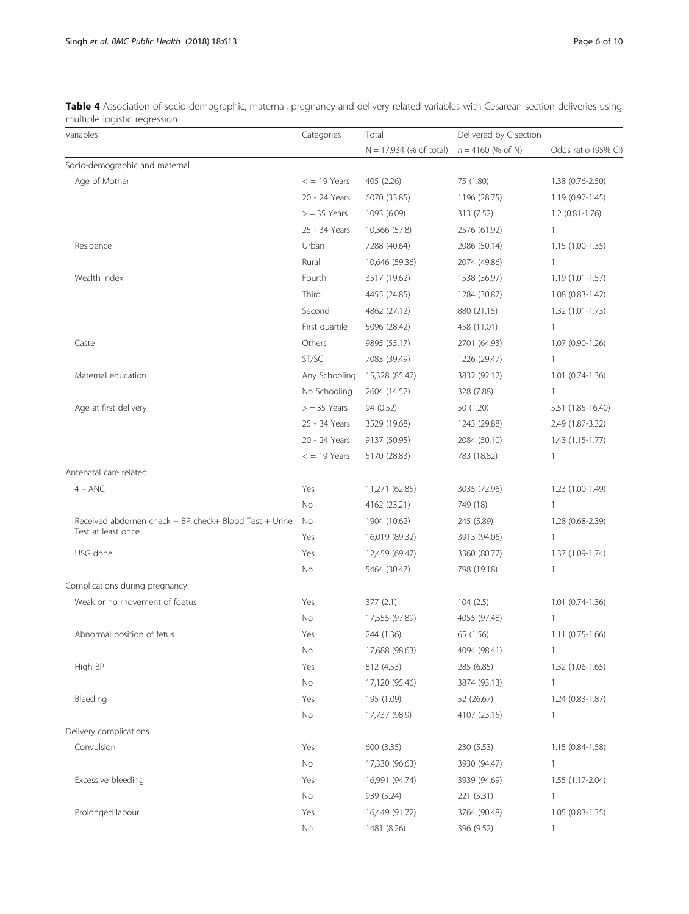**Table 4** Association of socio-demographic, maternal, pregnancy and delivery related variables with Cesarean section deliveries using multiple logistic regression

| Variables | Categories | Total | Delivered by C section | |
|---|---|---|---|---|
| | | N = 17,934 (% of total) | *n* = 4160 (% of N) | Odds ratio (95% CI) |
| Socio-demographic and maternal | | | | |
| Age of Mother | < = 19 Years | 405 (2.26) | 75 (1.80) | 1.38 (0.76-2.50) |
| | 20 - 24 Years | 6070 (33.85) | 1196 (28.75) | 1.19 (0.97-1.45) |
| | > = 35 Years | 1093 (6.09) | 313 (7.52) | 1.2 (0.81-1.76) |
| | 25 - 34 Years | 10,366 (57.8) | 2576 (61.92) | 1 |
| Residence | Urban | 7288 (40.64) | 2086 (50.14) | 1.15 (1.00-1.35) |
| | Rural | 10,646 (59.36) | 2074 (49.86) | 1 |
| Wealth index | Fourth | 3517 (19.62) | 1538 (36.97) | 1.19 (1.01-1.57) |
| | Third | 4455 (24.85) | 1284 (30.87) | 1.08 (0.83-1.42) |
| | Second | 4862 (27.12) | 880 (21.15) | 1.32 (1.01-1.73) |
| | First quartile | 5096 (28.42) | 458 (11.01) | 1 |
| Caste | Others | 9895 (55.17) | 2701 (64.93) | 1.07 (0.90-1.26) |
| | ST/SC | 7083 (39.49) | 1226 (29.47) | 1 |
| Maternal education | Any Schooling | 15,328 (85.47) | 3832 (92.12) | 1.01 (0.74-1.36) |
| | No Schooling | 2604 (14.52) | 328 (7.88) | 1 |
| Age at first delivery | > = 35 Years | 94 (0.52) | 50 (1.20) | 5.51 (1.85-16.40) |
| | 25 - 34 Years | 3529 (19.68) | 1243 (29.88) | 2.49 (1.87-3.32) |
| | 20 - 24 Years | 9137 (50.95) | 2084 (50.10) | 1.43 (1.15-1.77) |
| | < = 19 Years | 5170 (28.83) | 783 (18.82) | 1 |
| Antenatal care related | | | | |
| 4 + ANC | Yes | 11,271 (62.85) | 3035 (72.96) | 1.23 (1.00-1.49) |
| | No | 4162 (23.21) | 749 (18) | 1 |
| Received abdomen check + BP check+ Blood Test + Urine Test at least once | No | 1904 (10.62) | 245 (5.89) | 1.28 (0.68-2.39) |
| | Yes | 16,019 (89.32) | 3913 (94.06) | 1 |
| USG done | Yes | 12,459 (69.47) | 3360 (80.77) | 1.37 (1.09-1.74) |
| | No | 5464 (30.47) | 798 (19.18) | 1 |
| Complications during pregnancy | | | | |
| Weak or no movement of foetus | Yes | 377 (2.1) | 104 (2.5) | 1.01 (0.74-1.36) |
| | No | 17,555 (97.89) | 4055 (97.48) | 1 |
| Abnormal position of fetus | Yes | 244 (1.36) | 65 (1.56) | 1.11 (0.75-1.66) |
| | No | 17,688 (98.63) | 4094 (98.41) | 1 |
| High BP | Yes | 812 (4.53) | 285 (6.85) | 1.32 (1.06-1.65) |
| | No | 17,120 (95.46) | 3874 (93.13) | 1 |
| Bleeding | Yes | 195 (1.09) | 52 (26.67) | 1.24 (0.83-1.87) |
| | No | 17,737 (98.9) | 4107 (23.15) | 1 |
| Delivery complications | | | | |
| Convulsion | Yes | 600 (3.35) | 230 (5.53) | 1.15 (0.84-1.58) |
| | No | 17,330 (96.63) | 3930 (94.47) | 1 |
| Excessive bleeding | Yes | 16,991 (94.74) | 3939 (94.69) | 1.55 (1.17-2.04) |
| | No | 939 (5.24) | 221 (5.31) | 1 |
| Prolonged labour | Yes | 16,449 (91.72) | 3764 (90.48) | 1.05 (0.83-1.35) |
| | No | 1481 (8.26) | 396 (9.52) | 1 |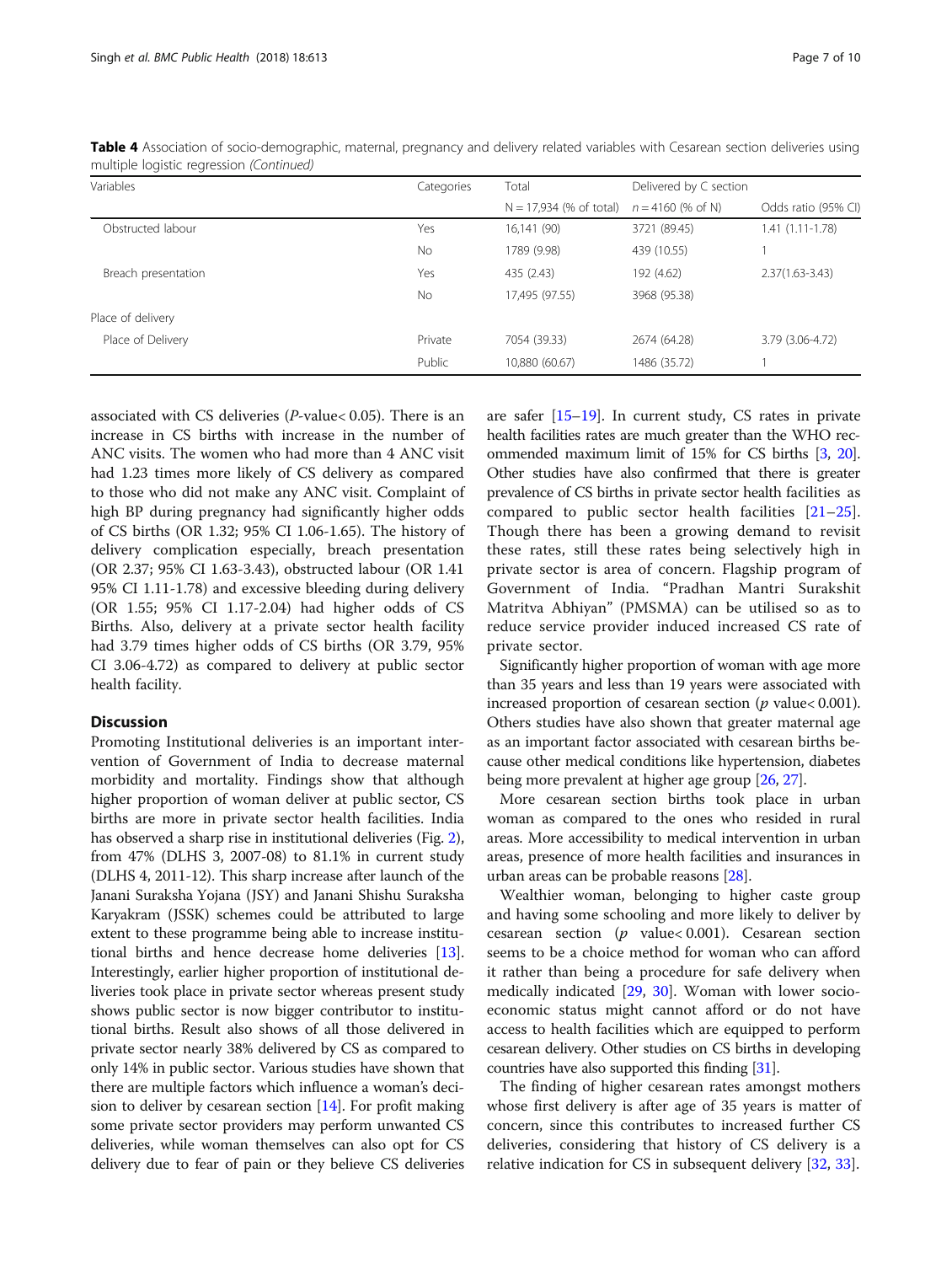**Table 4** Association of socio-demographic, maternal, pregnancy and delivery related variables with Cesarean section deliveries using multiple logistic regression *(Continued)*

| Variables | Categories | Total | Delivered by C section | |
|---|---|---|---|---|
| | | N = 17,934 (% of total) | *n* = 4160 (% of N) | Odds ratio (95% CI) |
| Obstructed labour | Yes | 16,141 (90) | 3721 (89.45) | 1.41 (1.11-1.78) |
| | No | 1789 (9.98) | 439 (10.55) | 1 |
| Breach presentation | Yes | 435 (2.43) | 192 (4.62) | 2.37(1.63-3.43) |
| | No | 17,495 (97.55) | 3968 (95.38) | |
| Place of delivery | | | | |
| Place of Delivery | Private | 7054 (39.33) | 2674 (64.28) | 3.79 (3.06-4.72) |
| | Public | 10,880 (60.67) | 1486 (35.72) | 1 |

associated with CS deliveries (*P*-value< 0.05). There is an increase in CS births with increase in the number of ANC visits. The women who had more than 4 ANC visit had 1.23 times more likely of CS delivery as compared to those who did not make any ANC visit. Complaint of high BP during pregnancy had significantly higher odds of CS births (OR 1.32; 95% CI 1.06-1.65). The history of delivery complication especially, breach presentation (OR 2.37; 95% CI 1.63-3.43), obstructed labour (OR 1.41 95% CI 1.11-1.78) and excessive bleeding during delivery (OR 1.55; 95% CI 1.17-2.04) had higher odds of CS Births. Also, delivery at a private sector health facility had 3.79 times higher odds of CS births (OR 3.79, 95% CI 3.06-4.72) as compared to delivery at public sector health facility.

## Discussion

Promoting Institutional deliveries is an important intervention of Government of India to decrease maternal morbidity and mortality. Findings show that although higher proportion of woman deliver at public sector, CS births are more in private sector health facilities. India has observed a sharp rise in institutional deliveries (Fig. 2), from 47% (DLHS 3, 2007-08) to 81.1% in current study (DLHS 4, 2011-12). This sharp increase after launch of the Janani Suraksha Yojana (JSY) and Janani Shishu Suraksha Karyakram (JSSK) schemes could be attributed to large extent to these programme being able to increase institutional births and hence decrease home deliveries [13]. Interestingly, earlier higher proportion of institutional deliveries took place in private sector whereas present study shows public sector is now bigger contributor to institutional births. Result also shows of all those delivered in private sector nearly 38% delivered by CS as compared to only 14% in public sector. Various studies have shown that there are multiple factors which influence a woman's decision to deliver by cesarean section [14]. For profit making some private sector providers may perform unwanted CS deliveries, while woman themselves can also opt for CS delivery due to fear of pain or they believe CS deliveries are safer [15–19]. In current study, CS rates in private health facilities rates are much greater than the WHO recommended maximum limit of 15% for CS births [3, 20]. Other studies have also confirmed that there is greater prevalence of CS births in private sector health facilities as compared to public sector health facilities [21–25]. Though there has been a growing demand to revisit these rates, still these rates being selectively high in private sector is area of concern. Flagship program of Government of India. "Pradhan Mantri Surakshit Matritva Abhiyan" (PMSMA) can be utilised so as to reduce service provider induced increased CS rate of private sector.

Significantly higher proportion of woman with age more than 35 years and less than 19 years were associated with increased proportion of cesarean section (*p* value< 0.001). Others studies have also shown that greater maternal age as an important factor associated with cesarean births because other medical conditions like hypertension, diabetes being more prevalent at higher age group [26, 27].

More cesarean section births took place in urban woman as compared to the ones who resided in rural areas. More accessibility to medical intervention in urban areas, presence of more health facilities and insurances in urban areas can be probable reasons [28].

Wealthier woman, belonging to higher caste group and having some schooling and more likely to deliver by cesarean section (*p* value< 0.001). Cesarean section seems to be a choice method for woman who can afford it rather than being a procedure for safe delivery when medically indicated [29, 30]. Woman with lower socio-economic status might cannot afford or do not have access to health facilities which are equipped to perform cesarean delivery. Other studies on CS births in developing countries have also supported this finding [31].

The finding of higher cesarean rates amongst mothers whose first delivery is after age of 35 years is matter of concern, since this contributes to increased further CS deliveries, considering that history of CS delivery is a relative indication for CS in subsequent delivery [32, 33].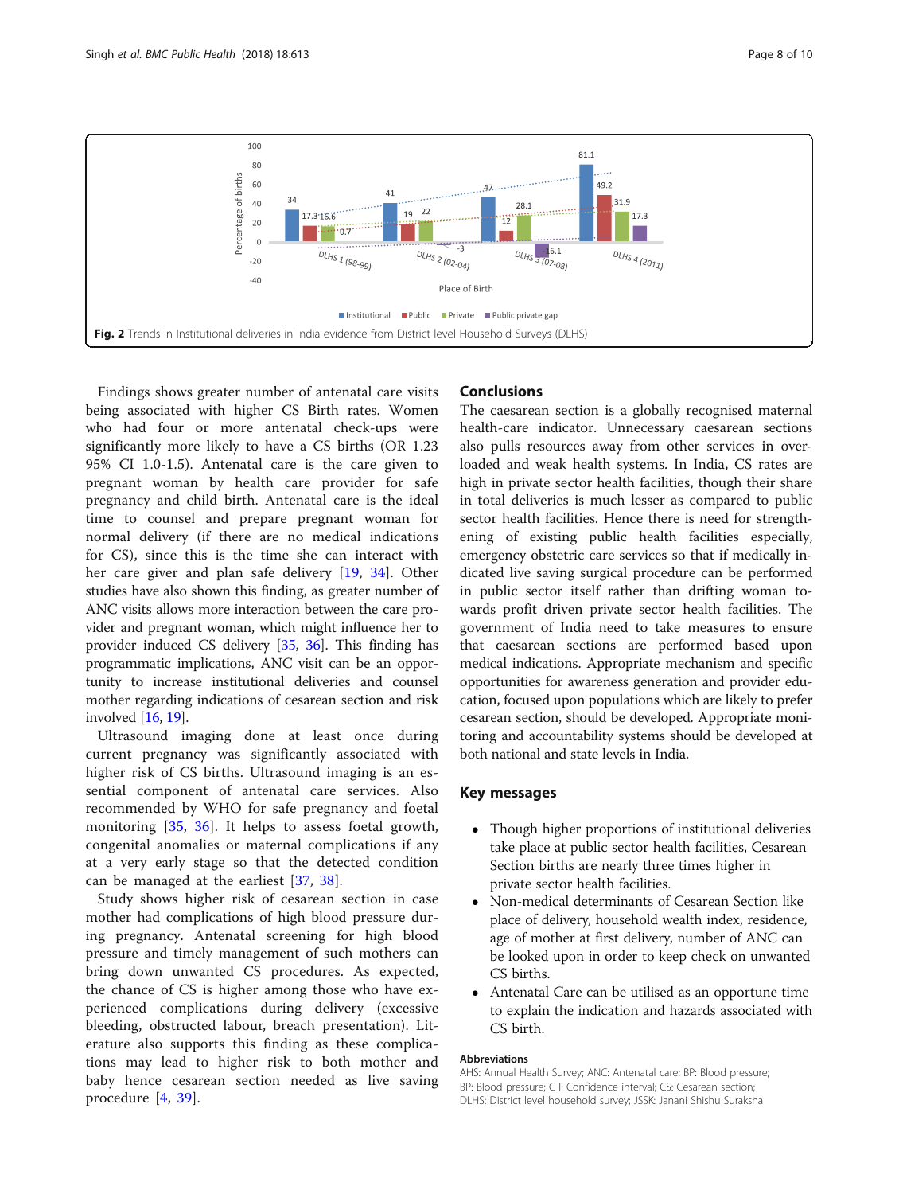100
80
60
40
20
0
-20
-40

Percentage of births

34 17.3 16.6 0.7
41 19 22 -3
47 12 28.1 16.1
81.1 49.2 31.9 17.3

DLHS 1 (98-99)
DLHS 2 (02-04)
DLHS 3 (07-08)
DLHS 4 (2011)

Place of Birth

Institutional ■ Public ■ Private ■ Public private gap

**Fig. 2** Trends in Institutional deliveries in India evidence from District level Household Surveys (DLHS)

Findings shows greater number of antenatal care visits being associated with higher CS Birth rates. Women who had four or more antenatal check-ups were significantly more likely to have a CS births (OR 1.23 95% CI 1.0-1.5). Antenatal care is the care given to pregnant woman by health care provider for safe pregnancy and child birth. Antenatal care is the ideal time to counsel and prepare pregnant woman for normal delivery (if there are no medical indications for CS), since this is the time she can interact with her care giver and plan safe delivery [19, 34]. Other studies have also shown this finding, as greater number of ANC visits allows more interaction between the care provider and pregnant woman, which might influence her to provider induced CS delivery [35, 36]. This finding has programmatic implications, ANC visit can be an opportunity to increase institutional deliveries and counsel mother regarding indications of cesarean section and risk involved [16, 19].

Ultrasound imaging done at least once during current pregnancy was significantly associated with higher risk of CS births. Ultrasound imaging is an essential component of antenatal care services. Also recommended by WHO for safe pregnancy and foetal monitoring [35, 36]. It helps to assess foetal growth, congenital anomalies or maternal complications if any at a very early stage so that the detected condition can be managed at the earliest [37, 38].

Study shows higher risk of cesarean section in case mother had complications of high blood pressure during pregnancy. Antenatal screening for high blood pressure and timely management of such mothers can bring down unwanted CS procedures. As expected, the chance of CS is higher among those who have experienced complications during delivery (excessive bleeding, obstructed labour, breach presentation). Literature also supports this finding as these complications may lead to higher risk to both mother and baby hence cesarean section needed as live saving procedure [4, 39].

## Conclusions

The caesarean section is a globally recognised maternal health-care indicator. Unnecessary caesarean sections also pulls resources away from other services in overloaded and weak health systems. In India, CS rates are high in private sector health facilities, though their share in total deliveries is much lesser as compared to public sector health facilities. Hence there is need for strengthening of existing public health facilities especially, emergency obstetric care services so that if medically indicated live saving surgical procedure can be performed in public sector itself rather than drifting woman towards profit driven private sector health facilities. The government of India need to take measures to ensure that caesarean sections are performed based upon medical indications. Appropriate mechanism and specific opportunities for awareness generation and provider education, focused upon populations which are likely to prefer cesarean section, should be developed. Appropriate monitoring and accountability systems should be developed at both national and state levels in India.

## Key messages

- Though higher proportions of institutional deliveries take place at public sector health facilities, Cesarean Section births are nearly three times higher in private sector health facilities.
- Non-medical determinants of Cesarean Section like place of delivery, household wealth index, residence, age of mother at first delivery, number of ANC can be looked upon in order to keep check on unwanted CS births.
- Antenatal Care can be utilised as an opportune time to explain the indication and hazards associated with CS birth.

### Abbreviations

AHS: Annual Health Survey; ANC: Antenatal care; BP: Blood pressure; BP: Blood pressure; C I: Confidence interval; CS: Cesarean section; DLHS: District level household survey; JSSK: Janani Shishu Suraksha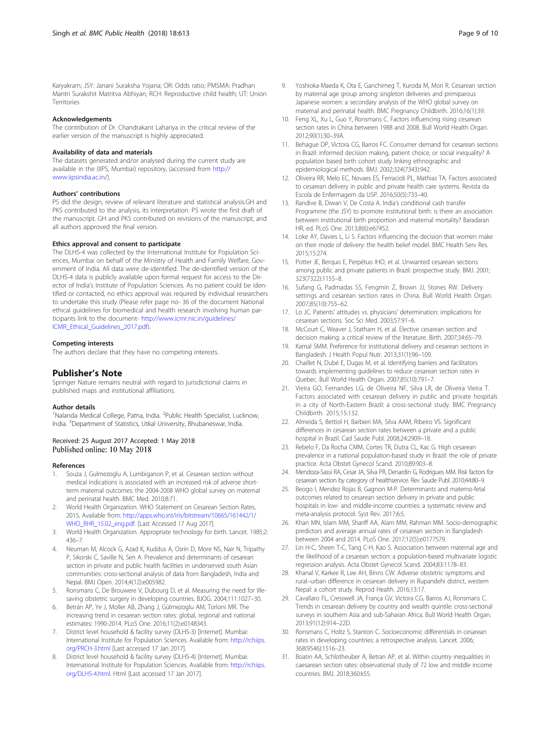Karyakram; JSY: Janani Suraksha Yojana; OR: Odds ratio; PMSMA: Pradhan Mantri Surakshit Matritva Abhiyan; RCH: Reproductive child health; UT: Union Territories

### Acknowledgements

The contribution of Dr. Chandrakant Lahariya in the critical review of the earlier version of the manuscript is highly appreciated.

### Availability of data and materials

The datasets generated and/or analysed during the current study are available in the (IIPS, Mumbai) repository, (accessed from http://www.iipsindia.ac.in/).

### Authors' contributions

PS did the design, review of relevant literature and statistical analysis.GH and PKS contributed to the analysis, its interpretation. PS wrote the first draft of the manuscript. GH and PKS contributed on revisions of the manuscript, and all authors approved the final version.

### Ethics approval and consent to participate

The DLHS-4 was collected by the International Institute for Population Sciences, Mumbai on behalf of the Ministry of Health and Family Welfare, Government of India. All data were de-identified. The de-identified version of the DLHS-4 data is publicly available upon formal request for access to the Director of India's Institute of Population Sciences. As no patient could be identified or contacted, no ethics approval was required by individual researchers to undertake this study (Please refer page no- 36 of the document National ethical guidelines for biomedical and health research involving human participants link to the document- http://www.icmr.nic.in/guidelines/ICMR_Ethical_Guidelines_2017.pdf).

### Competing interests

The authors declare that they have no competing interests.

## Publisher's Note

Springer Nature remains neutral with regard to jurisdictional claims in published maps and institutional affiliations.

### Author details

[1]Nalanda Medical College, Patna, India. [2]Public Health Specialist, Lucknow, India. [3]Department of Statistics, Utkal University, Bhubaneswar, India.

Received: 25 August 2017 Accepted: 1 May 2018
Published online: 10 May 2018

### References

1. Souza J, Gulmezoglu A, Lumbiganon P, et al. Cesarean section without medical indications is associated with an increased risk of adverse short-term maternal outcomes: the 2004-2008 WHO global survey on maternal and perinatal health. BMC Med. 2010;8:71.
2. World Health Organization. WHO Statement on Cesarean Section Rates, 2015, Available from: http://apps.who.int/iris/bitstream/10665/161442/1/WHO_RHR_15.02_eng.pdf. [Last Accessed 17 Aug 2017].
3. World Health Organization. Appropriate technology for birth. Lancet. 1985;2:436–7.
4. Neuman M, Alcock G, Azad K, Kuddus A, Osrin D, More NS, Nair N, Tripathy P, Sikorski C, Saville N, Sen A. Prevalence and determinants of cesarean section in private and public health facilities in underserved south Asian communities: cross-sectional analysis of data from Bangladesh, India and Nepal. BMJ Open. 2014;4(12):e005982.
5. Ronsmans C, De Brouwere V, Dubourg D, et al. Measuring the need for life-saving obstetric surgery in developing countries. BJOG. 2004;111:1027–30.
6. Betrán AP, Ye J, Moller AB, Zhang J, Gülmezoglu AM, Torloni MR. The increasing trend in cesarean section rates: global, regional and national estimates: 1990-2014. PLoS One. 2016;11(2):e0148343.
7. District level household & facility survey (DLHS-3) [Internet]. Mumbai: International Institute for Population Sciences. Available from: http://rchiips.org/PRCH-3.html [Last accessed 17 Jan 2017].
8. District level household & facility survey (DLHS-4) [Internet]. Mumbai: International Institute for Population Sciences. Available from: http://rchiips.org/DLHS-4.html. Html [Last accessed 17 Jan 2017].
9. Yoshioka-Maeda K, Ota E, Ganchimeg T, Kuroda M, Mori R. Cesarean section by maternal age group among singleton deliveries and primiparous Japanese women: a secondary analysis of the WHO global survey on maternal and perinatal health. BMC Pregnancy Childbirth. 2016;16(1):39.
10. Feng XL, Xu L, Guo Y, Ronsmans C. Factors influencing rising cesarean section rates in China between 1988 and 2008. Bull World Health Organ. 2012;90(1):30–39A.
11. Behague DP, Victora CG, Barros FC. Consumer demand for cesarean sections in Brazil: informed decision making, patient choice, or social inequality? A population based birth cohort study linking ethnographic and epidemiological methods. BMJ. 2002;324(7343):942.
12. Oliveira RR, Melo EC, Novaes ES, Ferracioli PL, Mathias TA. Factors associated to cesarean delivery in public and private health care systems. Revista da Escola de Enfermagem da USP. 2016;50(5):733–40.
13. Randive B, Diwan V, De Costa A. India's conditional cash transfer Programme (the JSY) to promote institutional birth: is there an association between institutional birth proportion and maternal mortality? Baradaran HR, ed. PLoS One. 2013;8(6):e67452.
14. Loke AY, Davies L, Li S. Factors influencing the decision that women make on their mode of delivery: the health belief model. BMC Health Serv Res. 2015;15:274.
15. Potter JE, Berquo E, Perpétuo IHO, et al. Unwanted cesarean sections among public and private patients in Brazil: prospective study. BMJ. 2001;323(7322):1155–8.
16. Sufang G, Padmadas SS, Fengmin Z, Brown JJ, Stones RW. Delivery settings and cesarean section rates in China. Bull World Health Organ. 2007;85(10):755–62.
17. Lo JC. Patients' attitudes vs. physicians' determination: implications for cesarean sections. Soc Sci Med. 2003;57:91–6.
18. McCourt C, Weaver J, Statham H, et al. Elective cesarean section and decision making: a critical review of the literature. Birth. 2007;34:65–79.
19. Kamal SMM. Preference for institutional delivery and cesarean sections in Bangladesh. J Health Popul Nutr. 2013;31(1):96–109.
20. Chaillet N, Dubé E, Dugas M, et al. Identifying barriers and facilitators towards implementing guidelines to reduce cesarean section rates in Quebec. Bull World Health Organ. 2007;85(10):791–7.
21. Vieira GO, Fernandes LG, de Oliveira NF, Silva LR, de Oliveira Vieira T. Factors associated with cesarean delivery in public and private hospitals in a city of North-Eastern Brazil: a cross-sectional study. BMC Pregnancy Childbirth. 2015;15:132.
22. Almeida S, Bettiol H, Barbieri MA, Silva AAM, Ribeiro VS. Significant differences in cesarean section rates between a private and a public hospital in Brazil. Cad Saude Publ. 2008;24:2909–18.
23. Rebelo F, Da Rocha CMM, Cortes TR, Dutra CL, Kac G. High cesarean prevalence in a national population-based study in Brazil: the role of private practice. Acta Obstet Gynecol Scand. 2010;89:903–8.
24. Mendoza-Sassi RA, Cesar JA, Silva PR, Denardin G, Rodrigues MM. Risk factors for cesarean section by category of healthservice. Rev Saude Publ. 2010;44:80–9.
25. Beogo I, Mendez Rojas B, Gagnon M-P. Determinants and materno-fetal outcomes related to cesarean section delivery in private and public hospitals in low- and middle-income countries: a systematic review and meta-analysis protocol. Syst Rev. 2017;6:5.
26. Khan MN, Islam MM, Shariff AA, Alam MM, Rahman MM. Socio-demographic predictors and average annual rates of cesarean section in Bangladesh between 2004 and 2014. PLoS One. 2017;12(5):e0177579.
27. Lin H-C, Sheen T-C, Tang C-H, Kao S. Association between maternal age and the likelihood of a cesarean section: a population-based multivariate logistic regression analysis. Acta Obstet Gynecol Scand. 2004;83:1178–83.
28. Khanal V, Karkee R, Lee AH, Binns CW. Adverse obstetric symptoms and rural–urban difference in cesarean delivery in Rupandehi district, western Nepal: a cohort study. Reprod Health. 2016;13:17.
29. Cavallaro FL, Cresswell JA, França GV, Victora CG, Barros AJ, Ronsmans C. Trends in cesarean delivery by country and wealth quintile: cross-sectional surveys in southern Asia and sub-Saharan Africa. Bull World Health Organ. 2013;91(12):914–22D.
30. Ronsmans C, Holtz S, Stanton C. Socioeconomic differentials in cesarean rates in developing countries: a retrospective analysis. Lancet. 2006;368(9546):1516–23.
31. Boatin AA, Schlotheuber A, Betran AP, et al. Within country inequalities in caesarean section rates: observational study of 72 low and middle income countries. BMJ. 2018;360:k55.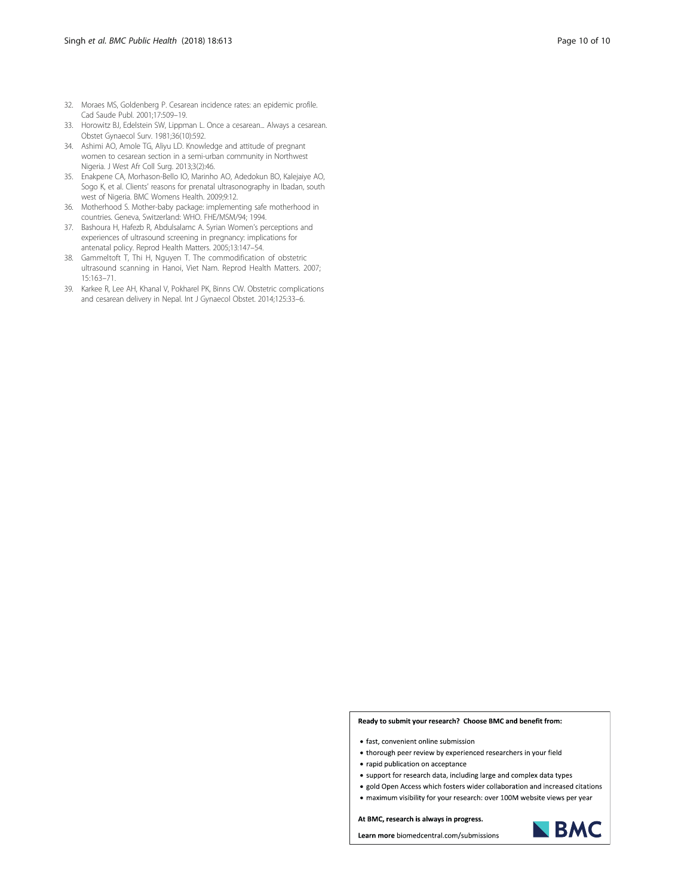32. Moraes MS, Goldenberg P. Cesarean incidence rates: an epidemic profile. Cad Saude Publ. 2001;17:509–19.
33. Horowitz BJ, Edelstein SW, Lippman L. Once a cesarean... Always a cesarean. Obstet Gynaecol Surv. 1981;36(10):592.
34. Ashimi AO, Amole TG, Aliyu LD. Knowledge and attitude of pregnant women to cesarean section in a semi-urban community in Northwest Nigeria. J West Afr Coll Surg. 2013;3(2):46.
35. Enakpene CA, Morhason-Bello IO, Marinho AO, Adedokun BO, Kalejaiye AO, Sogo K, et al. Clients' reasons for prenatal ultrasonography in Ibadan, south west of Nigeria. BMC Womens Health. 2009;9:12.
36. Motherhood S. Mother-baby package: implementing safe motherhood in countries. Geneva, Switzerland: WHO. FHE/MSM/94; 1994.
37. Bashoura H, Hafezb R, Abdulsalamc A. Syrian Women's perceptions and experiences of ultrasound screening in pregnancy: implications for antenatal policy. Reprod Health Matters. 2005;13:147–54.
38. Gammeltoft T, Thi H, Nguyen T. The commodification of obstetric ultrasound scanning in Hanoi, Viet Nam. Reprod Health Matters. 2007; 15:163–71.
39. Karkee R, Lee AH, Khanal V, Pokharel PK, Binns CW. Obstetric complications and cesarean delivery in Nepal. Int J Gynaecol Obstet. 2014;125:33–6.

**Ready to submit your research? Choose BMC and benefit from:**

- fast, convenient online submission
- thorough peer review by experienced researchers in your field
- rapid publication on acceptance
- support for research data, including large and complex data types
- gold Open Access which fosters wider collaboration and increased citations
- maximum visibility for your research: over 100M website views per year

**At BMC, research is always in progress.**

**Learn more** biomedcentral.com/submissions

BMC